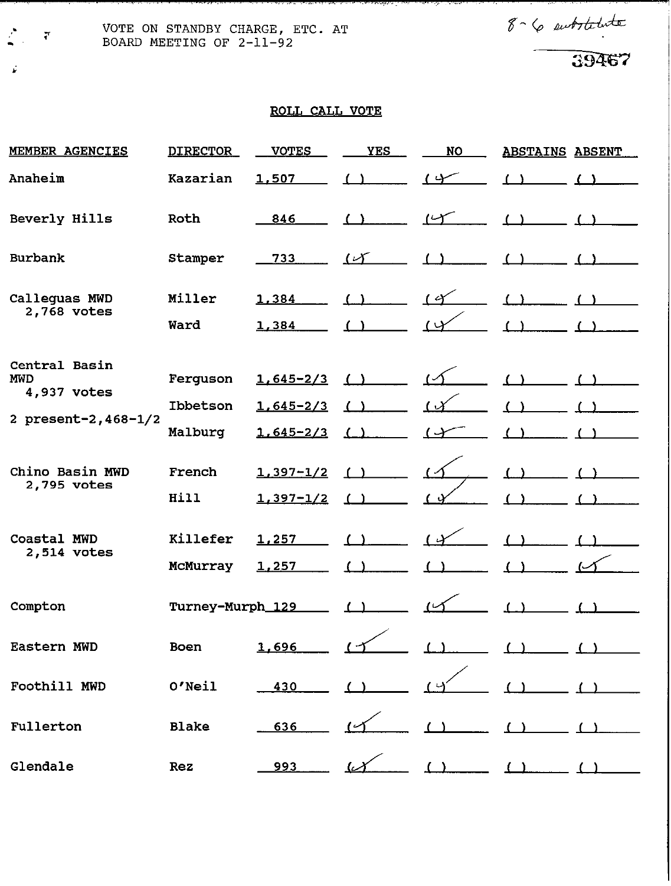VOTE ON STANDBY CHARGE, ETC. AT BOARD MEETING OF 2-11-92

8-6 substitute

39467

## ROLL CALL VOTE

| MEMBER AGENCIES | DIRECTOR | VOTES | YES | NO | ABSTAINS | ABSENT |
|---|---|---|---|---|---|---|
| Anaheim | Kazarian | 1,507 | ( ) | (✓) | ( ) | ( ) |
| Beverly Hills | Roth | 846 | ( ) | (✓) | ( ) | ( ) |
| Burbank | Stamper | 733 | (✓) | ( ) | ( ) | ( ) |
| Calleguas MWD 2,768 votes | Miller | 1,384 | ( ) | (✓) | ( ) | ( ) |
| | Ward | 1,384 | ( ) | (✓) | ( ) | ( ) |
| Central Basin MWD 4,937 votes | Ferguson | 1,645-2/3 | ( ) | (✓) | ( ) | ( ) |
| | Ibbetson | 1,645-2/3 | ( ) | (✓) | ( ) | ( ) |
| 2 present-2,468-1/2 | Malburg | 1,645-2/3 | ( ) | (✓) | ( ) | ( ) |
| Chino Basin MWD 2,795 votes | French | 1,397-1/2 | ( ) | (✓) | ( ) | ( ) |
| | Hill | 1,397-1/2 | ( ) | (✓) | ( ) | ( ) |
| Coastal MWD 2,514 votes | Killefer | 1,257 | ( ) | (✓) | ( ) | ( ) |
| | McMurray | 1,257 | ( ) | ( ) | ( ) | (✓) |
| Compton | Turney-Murph | 129 | ( ) | (✓) | ( ) | ( ) |
| Eastern MWD | Boen | 1,696 | (✓) | ( ) | ( ) | ( ) |
| Foothill MWD | O'Neil | 430 | ( ) | (✓) | ( ) | ( ) |
| Fullerton | Blake | 636 | (✓) | ( ) | ( ) | ( ) |
| Glendale | Rez | 993 | (✓) | ( ) | ( ) | ( ) |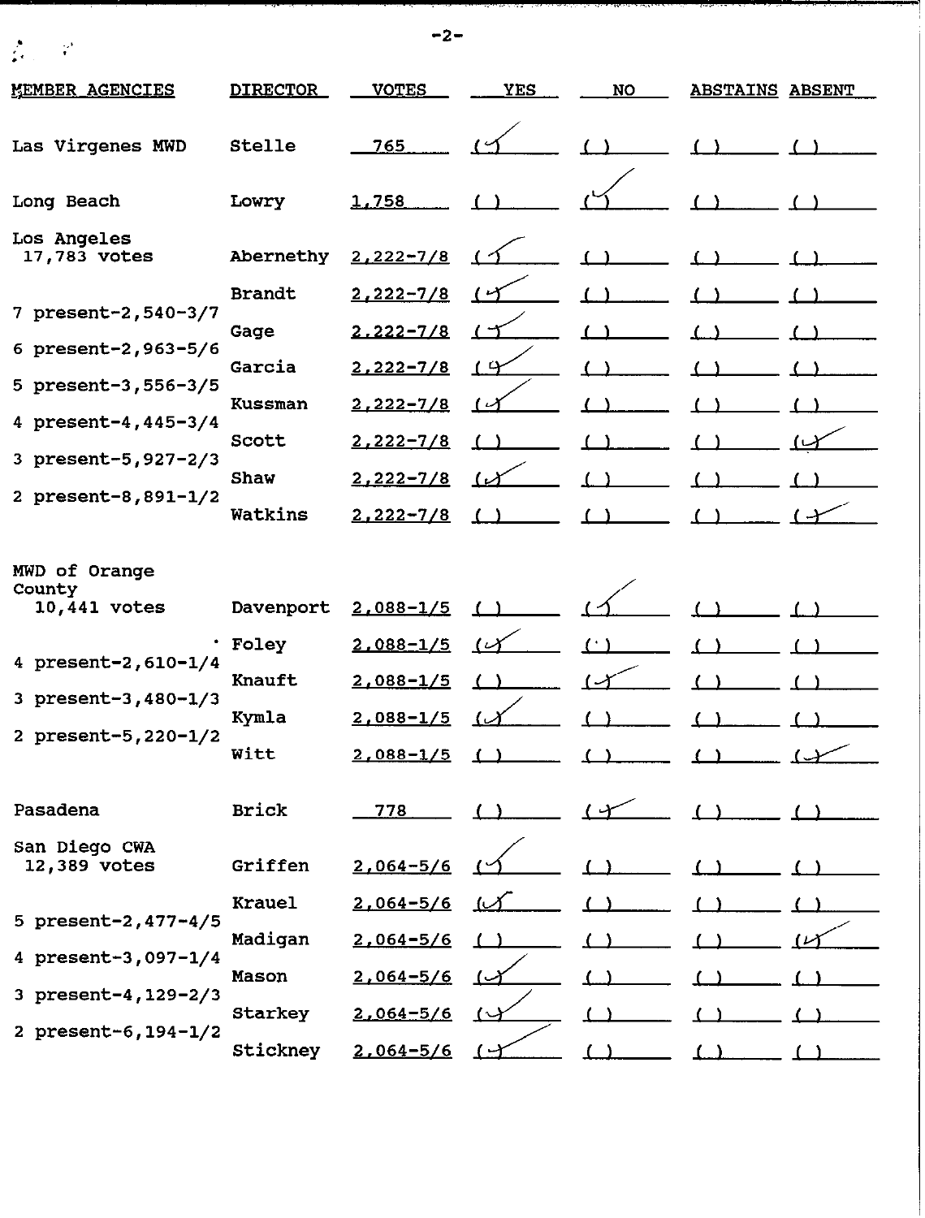| MEMBER AGENCIES | DIRECTOR | VOTES | YES | NO | ABSTAINS | ABSENT |
|---|---|---|---|---|---|---|
| Las Virgenes MWD | Stelle | 765 | (✓) | ( ) | ( ) | ( ) |
| Long Beach | Lowry | 1,758 | ( ) | (✓) | ( ) | ( ) |
| Los Angeles 17,783 votes | Abernethy | 2,222-7/8 | (✓) | ( ) | ( ) | ( ) |
| | Brandt | 2,222-7/8 | (✓) | ( ) | ( ) | ( ) |
| 7 present-2,540-3/7 | Gage | 2,222-7/8 | (✓) | ( ) | ( ) | ( ) |
| 6 present-2,963-5/6 | Garcia | 2,222-7/8 | (✓) | ( ) | ( ) | ( ) |
| 5 present-3,556-3/5 | Kussman | 2,222-7/8 | (✓) | ( ) | ( ) | ( ) |
| 4 present-4,445-3/4 | Scott | 2,222-7/8 | ( ) | ( ) | ( ) | (✓) |
| 3 present-5,927-2/3 | Shaw | 2,222-7/8 | (✓) | ( ) | ( ) | ( ) |
| 2 present-8,891-1/2 | Watkins | 2,222-7/8 | ( ) | ( ) | ( ) | (✓) |
| MWD of Orange County 10,441 votes | Davenport | 2,088-1/5 | ( ) | (✓) | ( ) | ( ) |
| | Foley | 2,088-1/5 | (✓) | ( ) | ( ) | ( ) |
| 4 present-2,610-1/4 | Knauft | 2,088-1/5 | ( ) | (✓) | ( ) | ( ) |
| 3 present-3,480-1/3 | Kymla | 2,088-1/5 | (✓) | ( ) | ( ) | ( ) |
| 2 present-5,220-1/2 | Witt | 2,088-1/5 | ( ) | ( ) | ( ) | (✓) |
| Pasadena | Brick | 778 | ( ) | (✓) | ( ) | ( ) |
| San Diego CWA 12,389 votes | Griffen | 2,064-5/6 | (✓) | ( ) | ( ) | ( ) |
| | Krauel | 2,064-5/6 | (✓) | ( ) | ( ) | ( ) |
| 5 present-2,477-4/5 | Madigan | 2,064-5/6 | ( ) | ( ) | ( ) | (✓) |
| 4 present-3,097-1/4 | Mason | 2,064-5/6 | (✓) | ( ) | ( ) | ( ) |
| 3 present-4,129-2/3 | Starkey | 2,064-5/6 | (✓) | ( ) | ( ) | ( ) |
| 2 present-6,194-1/2 | Stickney | 2,064-5/6 | (✓) | ( ) | ( ) | ( ) |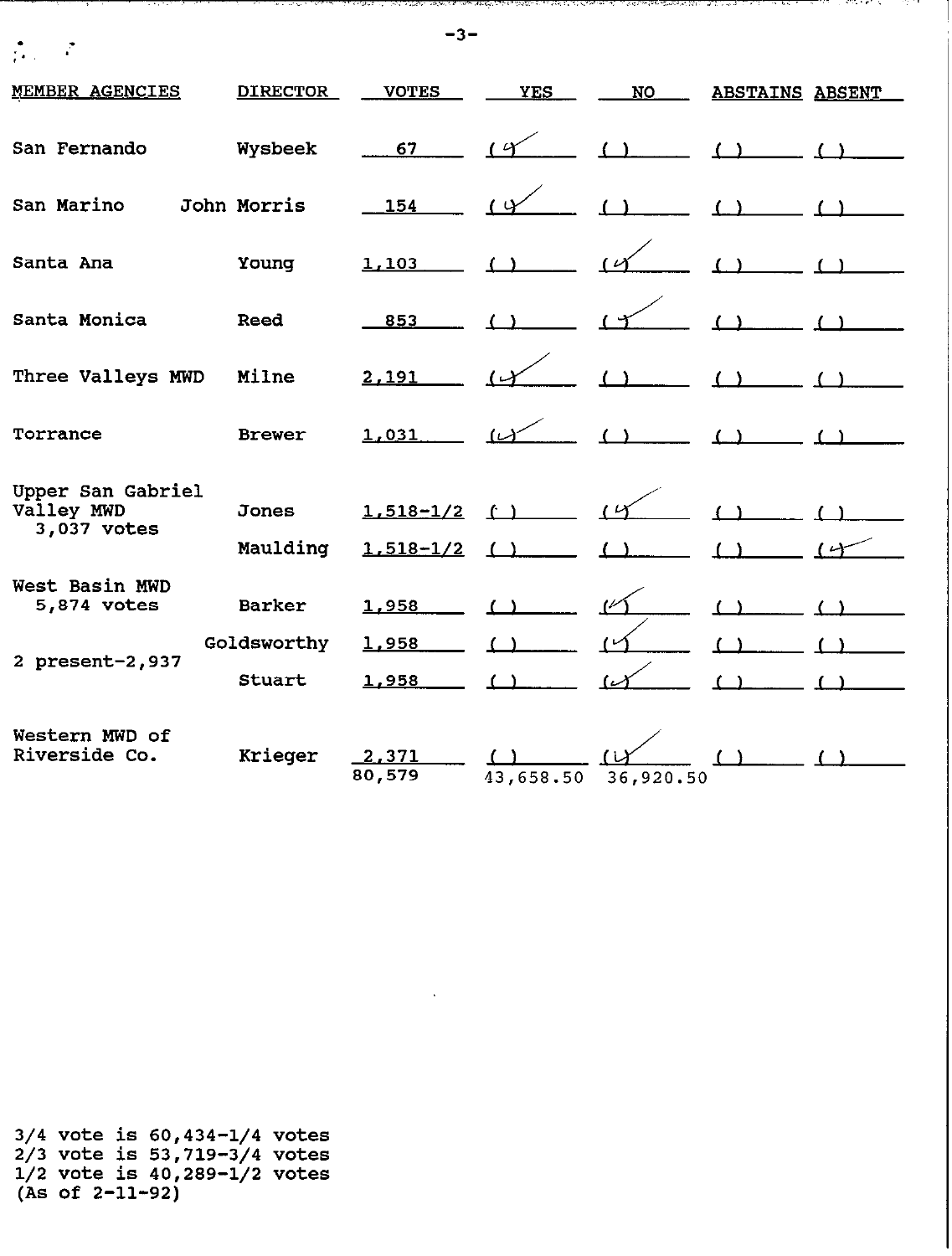| MEMBER AGENCIES | DIRECTOR | VOTES | YES | NO | ABSTAINS | ABSENT |
|---|---|---|---|---|---|---|
| San Fernando | Wysbeek | 67 | (✓) | ( ) | ( ) | ( ) |
| San Marino | John Morris | 154 | (✓) | ( ) | ( ) | ( ) |
| Santa Ana | Young | 1,103 | ( ) | (✓) | ( ) | ( ) |
| Santa Monica | Reed | 853 | ( ) | (✓) | ( ) | ( ) |
| Three Valleys MWD | Milne | 2,191 | (✓) | ( ) | ( ) | ( ) |
| Torrance | Brewer | 1,031 | (✓) | ( ) | ( ) | ( ) |
| Upper San Gabriel Valley MWD 3,037 votes | Jones | 1,518-1/2 | ( ) | (✓) | ( ) | ( ) |
| | Maulding | 1,518-1/2 | ( ) | ( ) | ( ) | (✓) |
| West Basin MWD 5,874 votes | Barker | 1,958 | ( ) | (✓) | ( ) | ( ) |
| | Goldsworthy | 1,958 | ( ) | (✓) | ( ) | ( ) |
| 2 present-2,937 | Stuart | 1,958 | ( ) | (✓) | ( ) | ( ) |
| Western MWD of Riverside Co. | Krieger | 2,371 | ( ) | (✓) | ( ) | ( ) |
| | | 80,579 | 43,658.50 | 36,920.50 | | |

3/4 vote is 60,434-1/4 votes
2/3 vote is 53,719-3/4 votes
1/2 vote is 40,289-1/2 votes
(As of 2-11-92)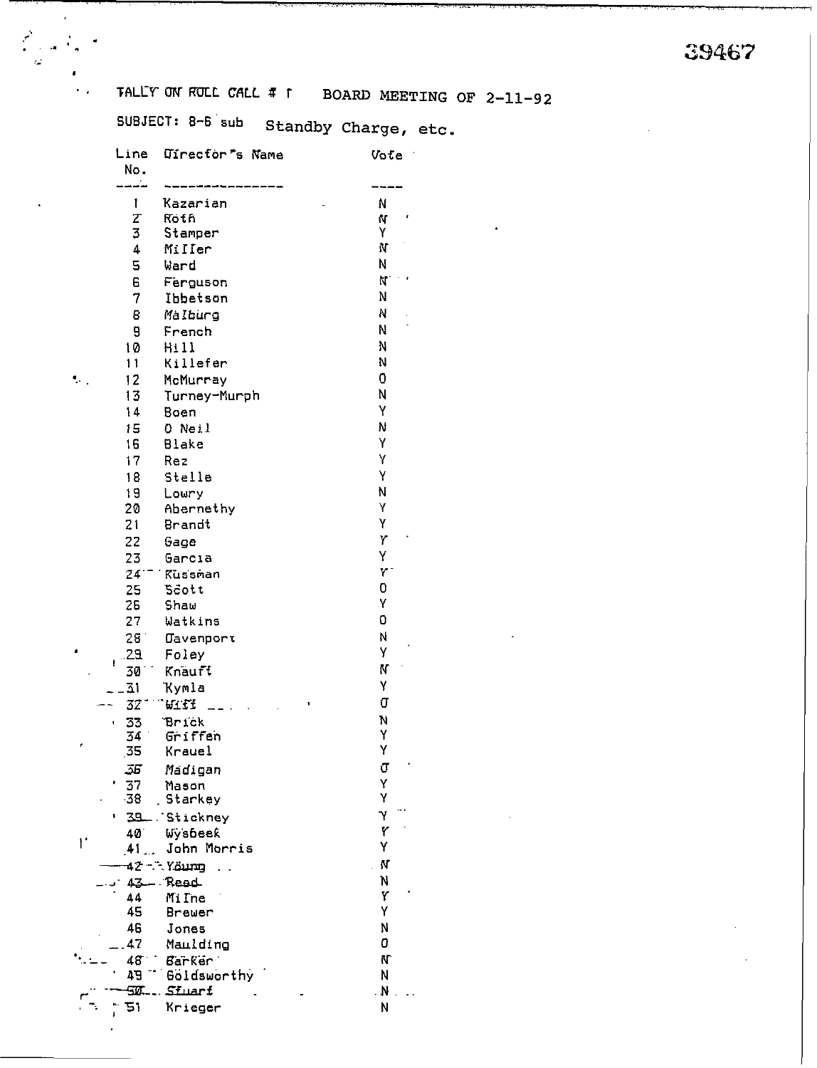39467

TALLY ON ROLL CALL # 1 BOARD MEETING OF 2-11-92

SUBJECT: 8-6 sub Standby Charge, etc.

| Line No. | Director's Name | Vote |
|---|---|---|
| 1 | Kazarian | N |
| 2 | Roth | N |
| 3 | Stamper | Y |
| 4 | Miller | N |
| 5 | Ward | N |
| 6 | Ferguson | N |
| 7 | Ibbetson | N |
| 8 | Malburg | N |
| 9 | French | N |
| 10 | Hill | N |
| 11 | Killefer | N |
| 12 | McMurray | 0 |
| 13 | Turney-Murph | N |
| 14 | Boen | Y |
| 15 | O Neil | N |
| 16 | Blake | Y |
| 17 | Rez | Y |
| 18 | Stelle | Y |
| 19 | Lowry | N |
| 20 | Abernethy | Y |
| 21 | Brandt | Y |
| 22 | Gage | Y |
| 23 | Garcia | Y |
| 24 | Kussman | Y |
| 25 | Scott | 0 |
| 26 | Shaw | Y |
| 27 | Watkins | 0 |
| 28 | Davenport | N |
| 29 | Foley | Y |
| 30 | Knauft | N |
| 31 | Kymla | Y |
| ~~32~~ | ~~Witt~~ | 0 |
| 33 | Brick | N |
| 34 | Griffen | Y |
| 35 | Krauel | Y |
| 36 | Madigan | 0 |
| 37 | Mason | Y |
| 38 | Starkey | Y |
| 39 | Stickney | Y |
| 40 | Wysbeek | Y |
| 41 | John Morris | Y |
| ~~42~~ | ~~Young~~ | N |
| ~~43~~ | ~~Reed~~ | N |
| 44 | Milne | Y |
| 45 | Brewer | Y |
| 46 | Jones | N |
| 47 | Maulding | 0 |
| 48 | Barker | N |
| 49 | Goldsworthy | N |
| ~~50~~ | ~~Stuart~~ | N |
| 51 | Krieger | N |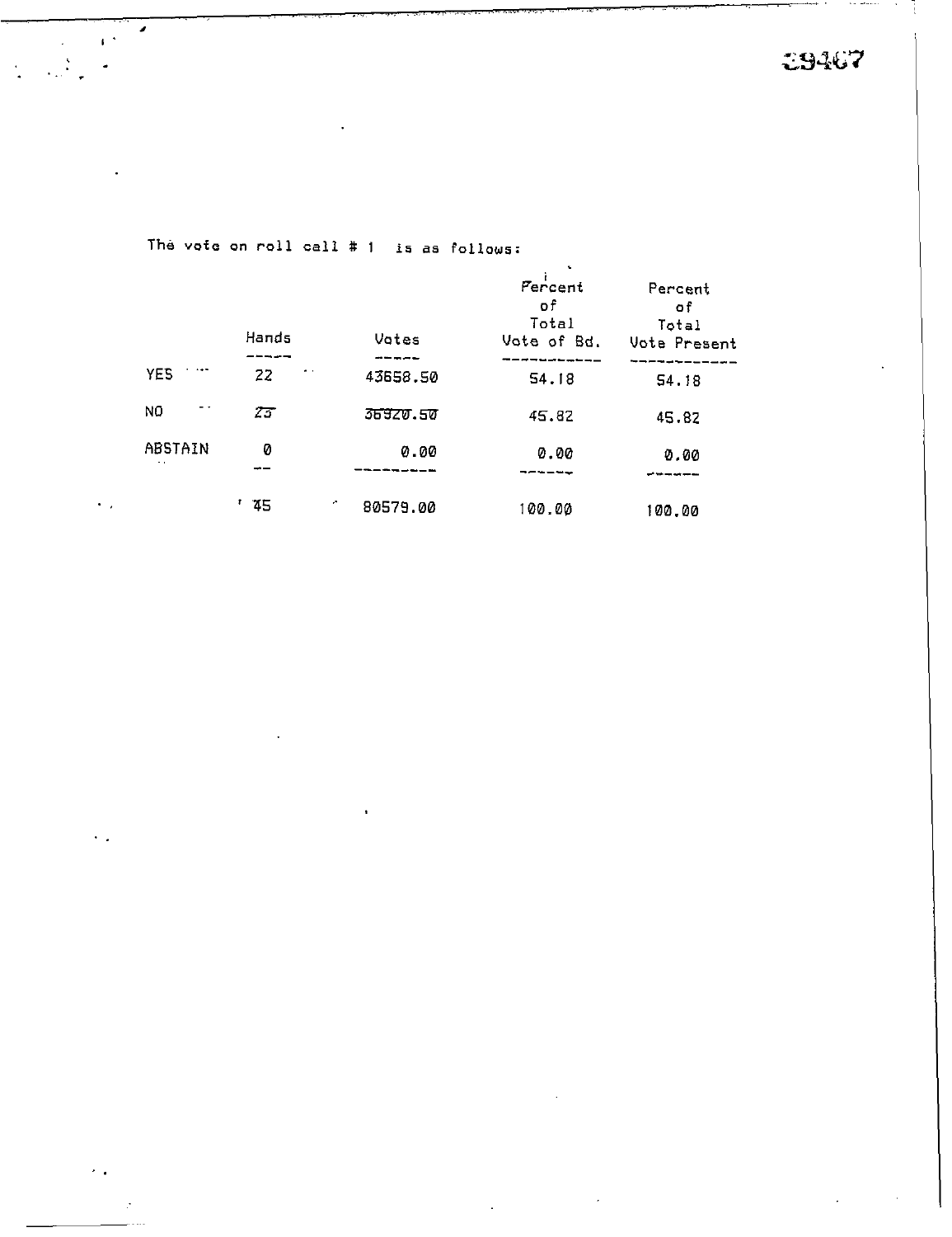The vote on roll call # 1 is as follows:

| | Hands | Votes | Percent of Total Vote of Bd. | Percent of Total Vote Present |
|---|---|---|---|---|
| YES | 22 | 43658.50 | 54.18 | 54.18 |
| NO | 23 | 36920.50 | 45.82 | 45.82 |
| ABSTAIN | 0 | 0.00 | 0.00 | 0.00 |
| | 45 | 80579.00 | 100.00 | 100.00 |